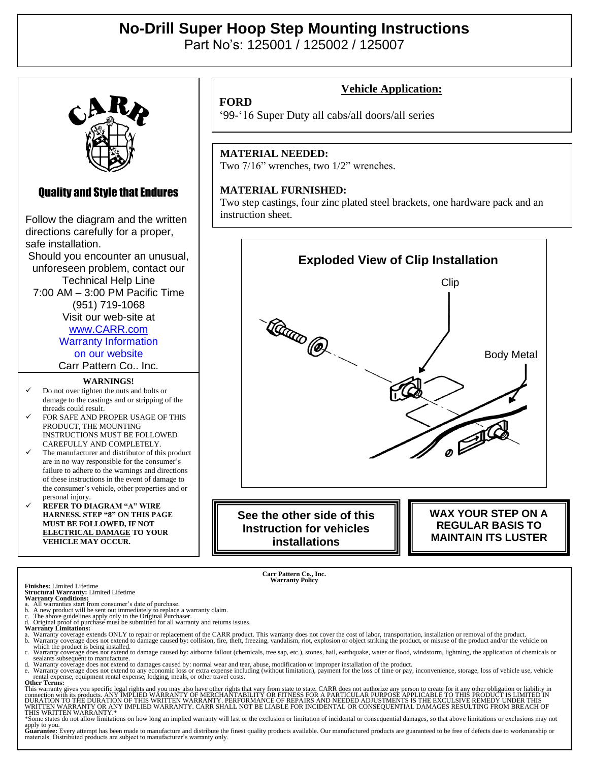# No-Drill Super Hoop Step Mounting Instructions

Part No's: 125001 / 125002 / 125007

CARR

**Quality and Style that Endures**

Follow the diagram and the written directions carefully for a proper, safe installation.

Should you encounter an unusual, unforeseen problem, contact our Technical Help Line 7:00 AM – 3:00 PM Pacific Time (951) 719-1068

Visit our web-site at www.CARR.com

Warranty Information on our website

Carr Pattern Co., Inc.

**WARNINGS!**

- ✓ Do not over tighten the nuts and bolts or damage to the castings and or stripping of the threads could result.
- ✓ FOR SAFE AND PROPER USAGE OF THIS PRODUCT, THE MOUNTING INSTRUCTIONS MUST BE FOLLOWED CAREFULLY AND COMPLETELY.
- ✓ The manufacturer and distributor of this product are in no way responsible for the consumer's failure to adhere to the warnings and directions of these instructions in the event of damage to the consumer's vehicle, other properties and or personal injury.
- ✓ **REFER TO DIAGRAM "A" WIRE HARNESS. STEP "8" ON THIS PAGE MUST BE FOLLOWED, IF NOT <u>ELECTRICAL DAMAGE</u> TO YOUR VEHICLE MAY OCCUR.**

## Vehicle Application:

**FORD**

'99-'16 Super Duty all cabs/all doors/all series

**MATERIAL NEEDED:**

Two 7/16" wrenches, two 1/2" wrenches.

**MATERIAL FURNISHED:**

Two step castings, four zinc plated steel brackets, one hardware pack and an instruction sheet.

**Exploded View of Clip Installation**

Clip

Body Metal

**See the other side of this Instruction for vehicles installations**

**WAX YOUR STEP ON A REGULAR BASIS TO MAINTAIN ITS LUSTER**

**Carr Pattern Co., Inc.**
**Warranty Policy**

**Finishes:** Limited Lifetime
**Structural Warranty:** Limited Lifetime
**Warranty Conditions:**

a. All warranties start from consumer's date of purchase.
b. A new product will be sent out immediately to replace a warranty claim.
c. The above guidelines apply only to the Original Purchaser.
d. Original proof of purchase must be submitted for all warranty and returns issues.

**Warranty Limitations:**

a. Warranty coverage extends ONLY to repair or replacement of the CARR product. This warranty does not cover the cost of labor, transportation, installation or removal of the product.
b. Warranty coverage does not extend to damage caused by: collision, fire, theft, freezing, vandalism, riot, explosion or object striking the product, or misuse of the product and/or the vehicle on which the product is being installed.
c. Warranty coverage does not extend to damage caused by: airborne fallout (chemicals, tree sap, etc.), stones, hail, earthquake, water or flood, windstorm, lightning, the application of chemicals or sealants subsequent to manufacture.
d. Warranty coverage does not extend to damages caused by: normal wear and tear, abuse, modification or improper installation of the product.
e. Warranty coverage does not extend to any economic loss or extra expense including (without limitation), payment for the loss of time or pay, inconvenience, storage, loss of vehicle use, vehicle rental expense, equipment rental expense, lodging, meals, or other travel costs.

**Other Terms:**

This warranty gives you specific legal rights and you may also have other rights that vary from state to state. CARR does not authorize any person to create for it any other obligation or liability in connection with its products. ANY IMPLIED WARRANTY OF MERCHANTABILITY OR FITNESS FOR A PARTICULAR PURPOSE APPLICABLE TO THIS PRODUCT IS LIMITED IN DURATION TO THE DURATION OF THIS WRITTEN WARRANTY. PERFORMANCE OF REPAIRS AND NEEDED ADJUSTMENTS IS THE EXCULSIVE REMEDY UNDER THIS WRITTEN WARRANTY OR ANY IMPLIED WARRANTY. CARR SHALL NOT BE LIABLE FOR INCIDENTAL OR CONSEQUENTIAL DAMAGES RESULTING FROM BREACH OF THIS WRITTEN WARRANTY.*

*Some states do not allow limitations on how long an implied warranty will last or the exclusion or limitation of incidental or consequential damages, so that above limitations or exclusions may not apply to you.

**Guarantee:** Every attempt has been made to manufacture and distribute the finest quality products available. Our manufactured products are guaranteed to be free of defects due to workmanship or materials. Distributed products are subject to manufacturer's warranty only.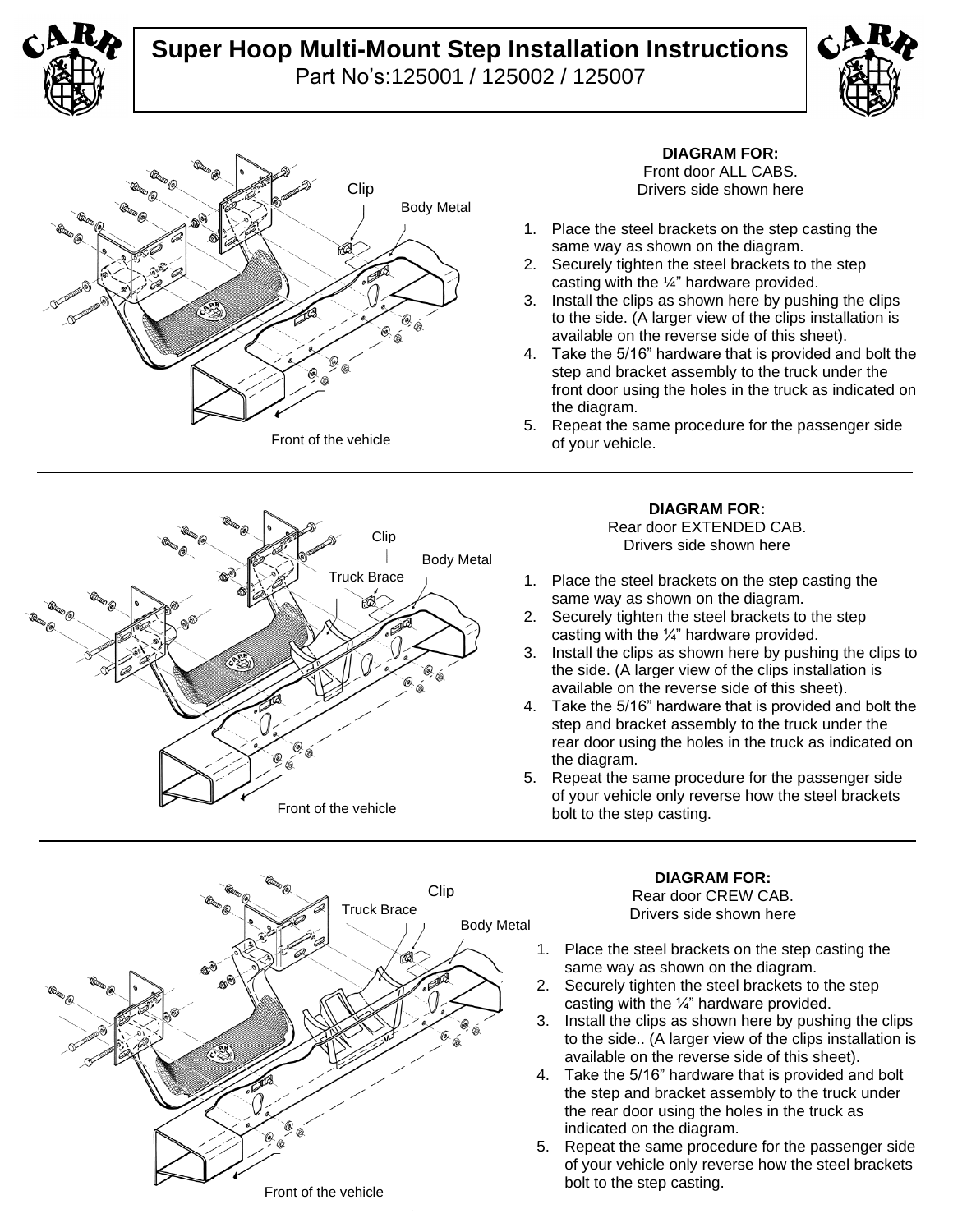# Super Hoop Multi-Mount Step Installation Instructions

Part No's:125001 / 125002 / 125007

Clip

Body Metal

Front of the vehicle

**DIAGRAM FOR:**
Front door ALL CABS.
Drivers side shown here

1. Place the steel brackets on the step casting the same way as shown on the diagram.
2. Securely tighten the steel brackets to the step casting with the ¼" hardware provided.
3. Install the clips as shown here by pushing the clips to the side. (A larger view of the clips installation is available on the reverse side of this sheet).
4. Take the 5/16" hardware that is provided and bolt the step and bracket assembly to the truck under the front door using the holes in the truck as indicated on the diagram.
5. Repeat the same procedure for the passenger side of your vehicle.

---

Clip

Truck Brace

Body Metal

Front of the vehicle

**DIAGRAM FOR:**
Rear door EXTENDED CAB.
Drivers side shown here

1. Place the steel brackets on the step casting the same way as shown on the diagram.
2. Securely tighten the steel brackets to the step casting with the ¼" hardware provided.
3. Install the clips as shown here by pushing the clips to the side. (A larger view of the clips installation is available on the reverse side of this sheet).
4. Take the 5/16" hardware that is provided and bolt the step and bracket assembly to the truck under the rear door using the holes in the truck as indicated on the diagram.
5. Repeat the same procedure for the passenger side of your vehicle only reverse how the steel brackets bolt to the step casting.

---

Clip

Truck Brace

Body Metal

Front of the vehicle

**DIAGRAM FOR:**
Rear door CREW CAB.
Drivers side shown here

1. Place the steel brackets on the step casting the same way as shown on the diagram.
2. Securely tighten the steel brackets to the step casting with the ¼" hardware provided.
3. Install the clips as shown here by pushing the clips to the side.. (A larger view of the clips installation is available on the reverse side of this sheet).
4. Take the 5/16" hardware that is provided and bolt the step and bracket assembly to the truck under the rear door using the holes in the truck as indicated on the diagram.
5. Repeat the same procedure for the passenger side of your vehicle only reverse how the steel brackets bolt to the step casting.